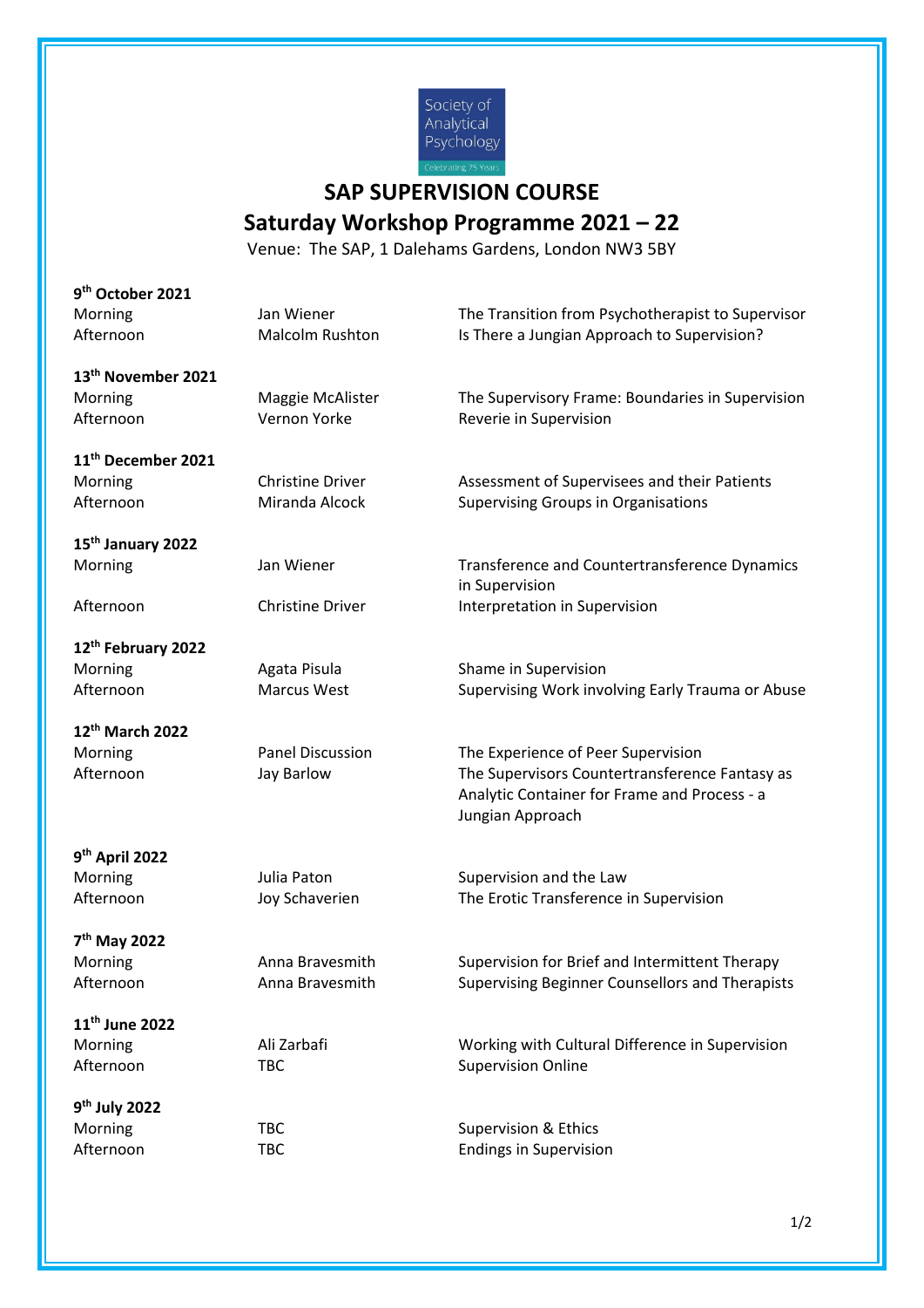# SAP SUPERVISION COURSE

## Saturday Workshop Programme 2021 – 22

Venue: The SAP, 1 Dalehams Gardens, London NW3 5BY

**9th October 2021**

| | | |
|---|---|---|
| Morning | Jan Wiener | The Transition from Psychotherapist to Supervisor |
| Afternoon | Malcolm Rushton | Is There a Jungian Approach to Supervision? |

**13th November 2021**

| | | |
|---|---|---|
| Morning | Maggie McAlister | The Supervisory Frame: Boundaries in Supervision |
| Afternoon | Vernon Yorke | Reverie in Supervision |

**11th December 2021**

| | | |
|---|---|---|
| Morning | Christine Driver | Assessment of Supervisees and their Patients |
| Afternoon | Miranda Alcock | Supervising Groups in Organisations |

**15th January 2022**

| | | |
|---|---|---|
| Morning | Jan Wiener | Transference and Countertransference Dynamics in Supervision |
| Afternoon | Christine Driver | Interpretation in Supervision |

**12th February 2022**

| | | |
|---|---|---|
| Morning | Agata Pisula | Shame in Supervision |
| Afternoon | Marcus West | Supervising Work involving Early Trauma or Abuse |

**12th March 2022**

| | | |
|---|---|---|
| Morning | Panel Discussion | The Experience of Peer Supervision |
| Afternoon | Jay Barlow | The Supervisors Countertransference Fantasy as Analytic Container for Frame and Process - a Jungian Approach |

**9th April 2022**

| | | |
|---|---|---|
| Morning | Julia Paton | Supervision and the Law |
| Afternoon | Joy Schaverien | The Erotic Transference in Supervision |

**7th May 2022**

| | | |
|---|---|---|
| Morning | Anna Bravesmith | Supervision for Brief and Intermittent Therapy |
| Afternoon | Anna Bravesmith | Supervising Beginner Counsellors and Therapists |

**11th June 2022**

| | | |
|---|---|---|
| Morning | Ali Zarbafi | Working with Cultural Difference in Supervision |
| Afternoon | TBC | Supervision Online |

**9th July 2022**

| | | |
|---|---|---|
| Morning | TBC | Supervision & Ethics |
| Afternoon | TBC | Endings in Supervision |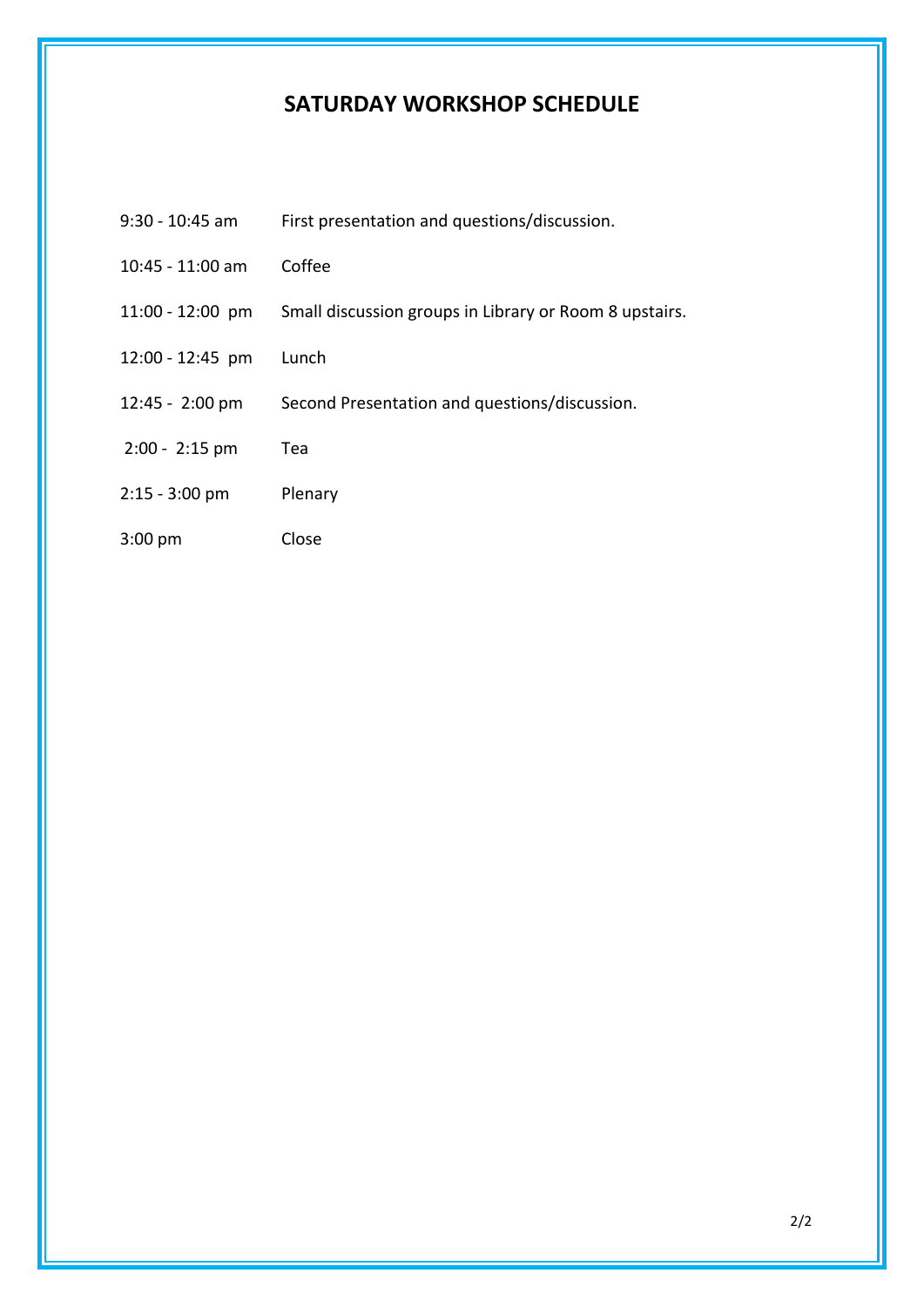# SATURDAY WORKSHOP SCHEDULE

| | |
|---|---|
| 9:30 - 10:45 am | First presentation and questions/discussion. |
| 10:45 - 11:00 am | Coffee |
| 11:00 - 12:00 pm | Small discussion groups in Library or Room 8 upstairs. |
| 12:00 - 12:45 pm | Lunch |
| 12:45 - 2:00 pm | Second Presentation and questions/discussion. |
| 2:00 - 2:15 pm | Tea |
| 2:15 - 3:00 pm | Plenary |
| 3:00 pm | Close |